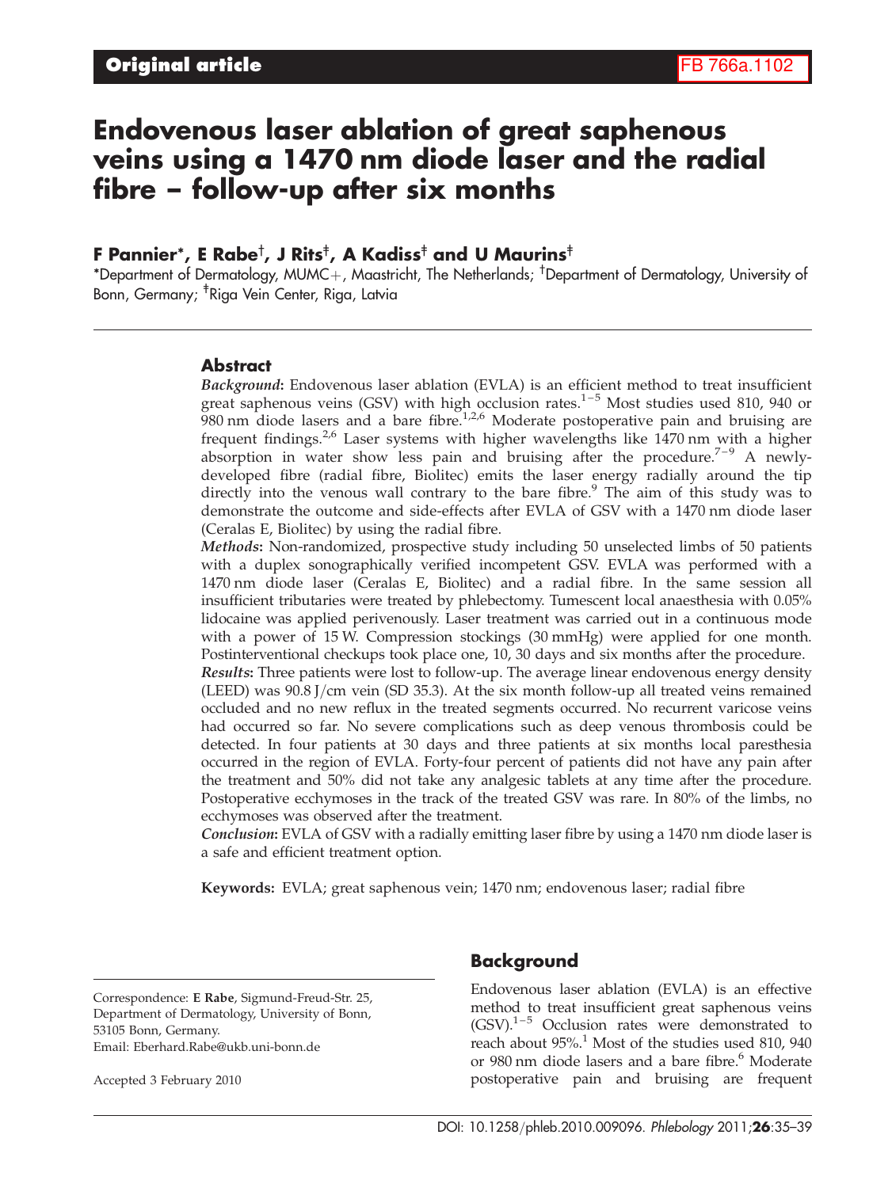**Original article**

FB 766a.1102

# Endovenous laser ablation of great saphenous veins using a 1470 nm diode laser and the radial fibre – follow-up after six months

**F Pannier*, E Rabe†, J Rits‡, A Kadiss‡ and U Maurins‡**

*Department of Dermatology, MUMC+, Maastricht, The Netherlands; †Department of Dermatology, University of Bonn, Germany; ‡Riga Vein Center, Riga, Latvia

## Abstract

***Background*:** Endovenous laser ablation (EVLA) is an efficient method to treat insufficient great saphenous veins (GSV) with high occlusion rates.[1–5] Most studies used 810, 940 or 980 nm diode lasers and a bare fibre.[1,2,6] Moderate postoperative pain and bruising are frequent findings.[2,6] Laser systems with higher wavelengths like 1470 nm with a higher absorption in water show less pain and bruising after the procedure.[7–9] A newly-developed fibre (radial fibre, Biolitec) emits the laser energy radially around the tip directly into the venous wall contrary to the bare fibre.[9] The aim of this study was to demonstrate the outcome and side-effects after EVLA of GSV with a 1470 nm diode laser (Ceralas E, Biolitec) by using the radial fibre.

***Methods*:** Non-randomized, prospective study including 50 unselected limbs of 50 patients with a duplex sonographically verified incompetent GSV. EVLA was performed with a 1470 nm diode laser (Ceralas E, Biolitec) and a radial fibre. In the same session all insufficient tributaries were treated by phlebectomy. Tumescent local anaesthesia with 0.05% lidocaine was applied perivenously. Laser treatment was carried out in a continuous mode with a power of 15 W. Compression stockings (30 mmHg) were applied for one month. Postinterventional checkups took place one, 10, 30 days and six months after the procedure.

***Results*:** Three patients were lost to follow-up. The average linear endovenous energy density (LEED) was 90.8 J/cm vein (SD 35.3). At the six month follow-up all treated veins remained occluded and no new reflux in the treated segments occurred. No recurrent varicose veins had occurred so far. No severe complications such as deep venous thrombosis could be detected. In four patients at 30 days and three patients at six months local paresthesia occurred in the region of EVLA. Forty-four percent of patients did not have any pain after the treatment and 50% did not take any analgesic tablets at any time after the procedure. Postoperative ecchymoses in the track of the treated GSV was rare. In 80% of the limbs, no ecchymoses was observed after the treatment.

***Conclusion*:** EVLA of GSV with a radially emitting laser fibre by using a 1470 nm diode laser is a safe and efficient treatment option.

**Keywords:** EVLA; great saphenous vein; 1470 nm; endovenous laser; radial fibre

## Background

Endovenous laser ablation (EVLA) is an effective method to treat insufficient great saphenous veins (GSV).[1–5] Occlusion rates were demonstrated to reach about 95%.[1] Most of the studies used 810, 940 or 980 nm diode lasers and a bare fibre.[6] Moderate postoperative pain and bruising are frequent

Correspondence: **E Rabe**, Sigmund-Freud-Str. 25, Department of Dermatology, University of Bonn, 53105 Bonn, Germany.
Email: Eberhard.Rabe@ukb.uni-bonn.de

Accepted 3 February 2010

DOI: 10.1258/phleb.2010.009096.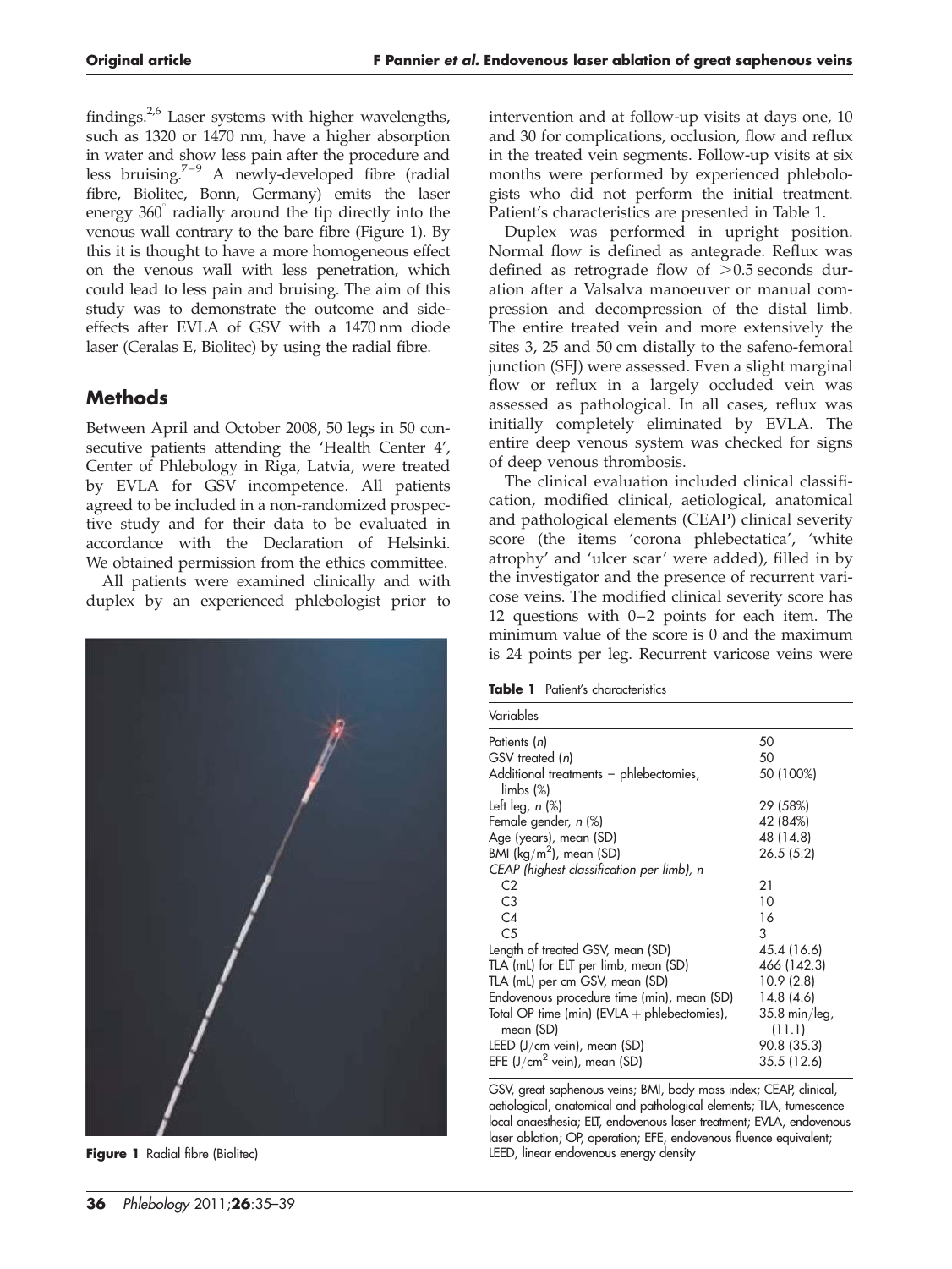findings.[2,6] Laser systems with higher wavelengths, such as 1320 or 1470 nm, have a higher absorption in water and show less pain after the procedure and less bruising.[7–9] A newly-developed fibre (radial fibre, Biolitec, Bonn, Germany) emits the laser energy 360° radially around the tip directly into the venous wall contrary to the bare fibre (Figure 1). By this it is thought to have a more homogeneous effect on the venous wall with less penetration, which could lead to less pain and bruising. The aim of this study was to demonstrate the outcome and side-effects after EVLA of GSV with a 1470 nm diode laser (Ceralas E, Biolitec) by using the radial fibre.

## Methods

Between April and October 2008, 50 legs in 50 consecutive patients attending the 'Health Center 4', Center of Phlebology in Riga, Latvia, were treated by EVLA for GSV incompetence. All patients agreed to be included in a non-randomized prospective study and for their data to be evaluated in accordance with the Declaration of Helsinki. We obtained permission from the ethics committee.

All patients were examined clinically and with duplex by an experienced phlebologist prior to intervention and at follow-up visits at days one, 10 and 30 for complications, occlusion, flow and reflux in the treated vein segments. Follow-up visits at six months were performed by experienced phlebologists who did not perform the initial treatment. Patient's characteristics are presented in Table 1.

**Figure 1** Radial fibre (Biolitec)

Duplex was performed in upright position. Normal flow is defined as antegrade. Reflux was defined as retrograde flow of >0.5 seconds duration after a Valsalva manoeuver or manual compression and decompression of the distal limb. The entire treated vein and more extensively the sites 3, 25 and 50 cm distally to the safeno-femoral junction (SFJ) were assessed. Even a slight marginal flow or reflux in a largely occluded vein was assessed as pathological. In all cases, reflux was initially completely eliminated by EVLA. The entire deep venous system was checked for signs of deep venous thrombosis.

The clinical evaluation included clinical classification, modified clinical, aetiological, anatomical and pathological elements (CEAP) clinical severity score (the items 'corona phlebectatica', 'white atrophy' and 'ulcer scar' were added), filled in by the investigator and the presence of recurrent varicose veins. The modified clinical severity score has 12 questions with 0–2 points for each item. The minimum value of the score is 0 and the maximum is 24 points per leg. Recurrent varicose veins were

**Table 1** Patient's characteristics

| Variables | |
|---|---|
| Patients (*n*) | 50 |
| GSV treated (*n*) | 50 |
| Additional treatments – phlebectomies, limbs (%) | 50 (100%) |
| Left leg, *n* (%) | 29 (58%) |
| Female gender, *n* (%) | 42 (84%) |
| Age (years), mean (SD) | 48 (14.8) |
| BMI (kg/m$^2$), mean (SD) | 26.5 (5.2) |
| *CEAP (highest classification per limb), n* | |
| C2 | 21 |
| C3 | 10 |
| C4 | 16 |
| C5 | 3 |
| Length of treated GSV, mean (SD) | 45.4 (16.6) |
| TLA (mL) for ELT per limb, mean (SD) | 466 (142.3) |
| TLA (mL) per cm GSV, mean (SD) | 10.9 (2.8) |
| Endovenous procedure time (min), mean (SD) | 14.8 (4.6) |
| Total OP time (min) (EVLA + phlebectomies), mean (SD) | 35.8 min/leg, (11.1) |
| LEED (J/cm vein), mean (SD) | 90.8 (35.3) |
| EFE (J/cm$^2$ vein), mean (SD) | 35.5 (12.6) |

GSV, great saphenous veins; BMI, body mass index; CEAP, clinical, aetiological, anatomical and pathological elements; TLA, tumescence local anaesthesia; ELT, endovenous laser treatment; EVLA, endovenous laser ablation; OP, operation; EFE, endovenous fluence equivalent; LEED, linear endovenous energy density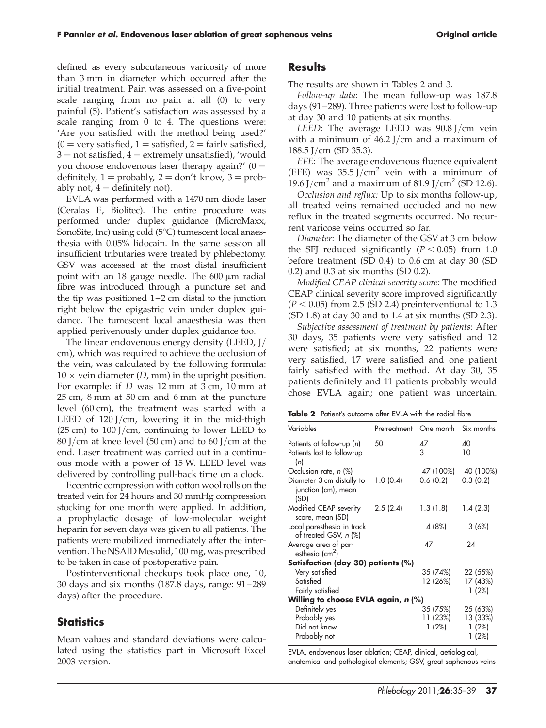defined as every subcutaneous varicosity of more than 3 mm in diameter which occurred after the initial treatment. Pain was assessed on a five-point scale ranging from no pain at all (0) to very painful (5). Patient's satisfaction was assessed by a scale ranging from 0 to 4. The questions were: 'Are you satisfied with the method being used?' (0 = very satisfied, 1 = satisfied, 2 = fairly satisfied, 3 = not satisfied, 4 = extremely unsatisfied), 'would you choose endovenous laser therapy again?' (0 = definitely, 1 = probably, 2 = don't know, 3 = probably not, 4 = definitely not).

EVLA was performed with a 1470 nm diode laser (Ceralas E, Biolitec). The entire procedure was performed under duplex guidance (MicroMaxx, SonoSite, Inc) using cold (5°C) tumescent local anaesthesia with 0.05% lidocain. In the same session all insufficient tributaries were treated by phlebectomy. GSV was accessed at the most distal insufficient point with an 18 gauge needle. The 600 μm radial fibre was introduced through a puncture set and the tip was positioned 1–2 cm distal to the junction right below the epigastric vein under duplex guidance. The tumescent local anaesthesia was then applied perivenously under duplex guidance too.

The linear endovenous energy density (LEED, J/cm), which was required to achieve the occlusion of the vein, was calculated by the following formula: $10 \times$ vein diameter ($D$, mm) in the upright position. For example: if $D$ was 12 mm at 3 cm, 10 mm at 25 cm, 8 mm at 50 cm and 6 mm at the puncture level (60 cm), the treatment was started with a LEED of 120 J/cm, lowering it in the mid-thigh (25 cm) to 100 J/cm, continuing to lower LEED to 80 J/cm at knee level (50 cm) and to 60 J/cm at the end. Laser treatment was carried out in a continuous mode with a power of 15 W. LEED level was delivered by controlling pull-back time on a clock.

Eccentric compression with cotton wool rolls on the treated vein for 24 hours and 30 mmHg compression stocking for one month were applied. In addition, a prophylactic dosage of low-molecular weight heparin for seven days was given to all patients. The patients were mobilized immediately after the intervention. The NSAID Mesulid, 100 mg, was prescribed to be taken in case of postoperative pain.

Postinterventional checkups took place one, 10, 30 days and six months (187.8 days, range: 91–289 days) after the procedure.

## Statistics

Mean values and standard deviations were calculated using the statistics part in Microsoft Excel 2003 version.

## Results

The results are shown in Tables 2 and 3.

*Follow-up data*: The mean follow-up was 187.8 days (91–289). Three patients were lost to follow-up at day 30 and 10 patients at six months.

*LEED*: The average LEED was 90.8 J/cm vein with a minimum of 46.2 J/cm and a maximum of 188.5 J/cm (SD 35.3).

*EFE*: The average endovenous fluence equivalent (EFE) was 35.5 J/cm$^2$ vein with a minimum of 19.6 J/cm$^2$ and a maximum of 81.9 J/cm$^2$ (SD 12.6).

*Occlusion and reflux:* Up to six months follow-up, all treated veins remained occluded and no new reflux in the treated segments occurred. No recurrent varicose veins occurred so far.

*Diameter*: The diameter of the GSV at 3 cm below the SFJ reduced significantly ($P < 0.05$) from 1.0 before treatment (SD 0.4) to 0.6 cm at day 30 (SD 0.2) and 0.3 at six months (SD 0.2).

*Modified CEAP clinical severity score:* The modified CEAP clinical severity score improved significantly ($P < 0.05$) from 2.5 (SD 2.4) preinterventional to 1.3 (SD 1.8) at day 30 and to 1.4 at six months (SD 2.3).

*Subjective assessment of treatment by patients*: After 30 days, 35 patients were very satisfied and 12 were satisfied; at six months, 22 patients were very satisfied, 17 were satisfied and one patient fairly satisfied with the method. At day 30, 35 patients definitely and 11 patients probably would chose EVLA again; one patient was uncertain.

**Table 2** Patient's outcome after EVLA with the radial fibre

| Variables | Pretreatment | One month | Six months |
|---|---|---|---|
| Patients at follow-up (*n*) | 50 | 47 | 40 |
| Patients lost to follow-up (*n*) | | 3 | 10 |
| Occlusion rate, *n* (%) | | 47 (100%) | 40 (100%) |
| Diameter 3 cm distally to junction (cm), mean (SD) | 1.0 (0.4) | 0.6 (0.2) | 0.3 (0.2) |
| Modified CEAP severity score, mean (SD) | 2.5 (2.4) | 1.3 (1.8) | 1.4 (2.3) |
| Local paresthesia in track of treated GSV, *n* (%) | | 4 (8%) | 3 (6%) |
| Average area of paresthesia (cm$^2$) | | 47 | 24 |
| **Satisfaction (day 30) patients (%)** | | | |
| Very satisfied | | 35 (74%) | 22 (55%) |
| Satisfied | | 12 (26%) | 17 (43%) |
| Fairly satisfied | | | 1 (2%) |
| **Willing to choose EVLA again, *n* (%)** | | | |
| Definitely yes | | 35 (75%) | 25 (63%) |
| Probably yes | | 11 (23%) | 13 (33%) |
| Did not know | | 1 (2%) | 1 (2%) |
| Probably not | | | 1 (2%) |

EVLA, endovenous laser ablation; CEAP, clinical, aetiological, anatomical and pathological elements; GSV, great saphenous veins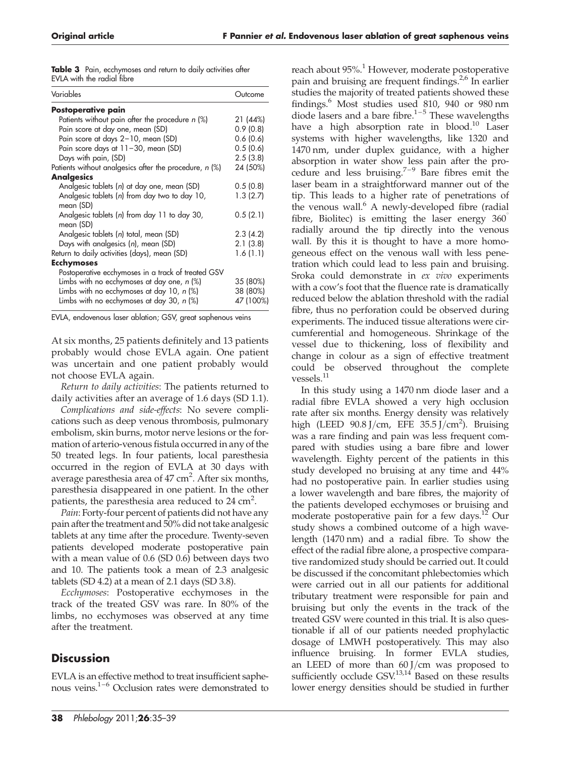**Table 3** Pain, ecchymoses and return to daily activities after EVLA with the radial fibre

| Variables | Outcome |
|---|---|
| **Postoperative pain** | |
| Patients without pain after the procedure *n* (%) | 21 (44%) |
| Pain score at day one, mean (SD) | 0.9 (0.8) |
| Pain score at days 2–10, mean (SD) | 0.6 (0.6) |
| Pain score days at 11–30, mean (SD) | 0.5 (0.6) |
| Days with pain, (SD) | 2.5 (3.8) |
| Patients without analgesics after the procedure, *n* (%) | 24 (50%) |
| **Analgesics** | |
| Analgesic tablets (*n*) at day one, mean (SD) | 0.5 (0.8) |
| Analgesic tablets (*n*) from day two to day 10, mean (SD) | 1.3 (2.7) |
| Analgesic tablets (*n*) from day 11 to day 30, mean (SD) | 0.5 (2.1) |
| Analgesic tablets (*n*) total, mean (SD) | 2.3 (4.2) |
| Days with analgesics (*n*), mean (SD) | 2.1 (3.8) |
| Return to daily activities (days), mean (SD) | 1.6 (1.1) |
| **Ecchymoses** | |
| Postoperative ecchymoses in a track of treated GSV | |
| Limbs with no ecchymoses at day one, *n* (%) | 35 (80%) |
| Limbs with no ecchymoses at day 10, *n* (%) | 38 (80%) |
| Limbs with no ecchymoses at day 30, *n* (%) | 47 (100%) |

EVLA, endovenous laser ablation; GSV, great saphenous veins

At six months, 25 patients definitely and 13 patients probably would chose EVLA again. One patient was uncertain and one patient probably would not choose EVLA again.

*Return to daily activities*: The patients returned to daily activities after an average of 1.6 days (SD 1.1).

*Complications and side-effects*: No severe complications such as deep venous thrombosis, pulmonary embolism, skin burns, motor nerve lesions or the formation of arterio-venous fistula occurred in any of the 50 treated legs. In four patients, local paresthesia occurred in the region of EVLA at 30 days with average paresthesia area of 47 $cm^2$. After six months, paresthesia disappeared in one patient. In the other patients, the paresthesia area reduced to 24 $cm^2$.

*Pain*: Forty-four percent of patients did not have any pain after the treatment and 50% did not take analgesic tablets at any time after the procedure. Twenty-seven patients developed moderate postoperative pain with a mean value of 0.6 (SD 0.6) between days two and 10. The patients took a mean of 2.3 analgesic tablets (SD 4.2) at a mean of 2.1 days (SD 3.8).

*Ecchymoses*: Postoperative ecchymoses in the track of the treated GSV was rare. In 80% of the limbs, no ecchymoses was observed at any time after the treatment.

## Discussion

EVLA is an effective method to treat insufficient saphenous veins.[1–6] Occlusion rates were demonstrated to reach about 95%.[1] However, moderate postoperative pain and bruising are frequent findings.[2,6] In earlier studies the majority of treated patients showed these findings.[6] Most studies used 810, 940 or 980 nm diode lasers and a bare fibre.[1–5] These wavelengths have a high absorption rate in blood.[10] Laser systems with higher wavelengths, like 1320 and 1470 nm, under duplex guidance, with a higher absorption in water show less pain after the procedure and less bruising.[7–9] Bare fibres emit the laser beam in a straightforward manner out of the tip. This leads to a higher rate of penetrations of the venous wall.[6] A newly-developed fibre (radial fibre, Biolitec) is emitting the laser energy 360° radially around the tip directly into the venous wall. By this it is thought to have a more homogeneous effect on the venous wall with less penetration which could lead to less pain and bruising. Sroka could demonstrate in *ex vivo* experiments with a cow's foot that the fluence rate is dramatically reduced below the ablation threshold with the radial fibre, thus no perforation could be observed during experiments. The induced tissue alterations were circumferential and homogeneous. Shrinkage of the vessel due to thickening, loss of flexibility and change in colour as a sign of effective treatment could be observed throughout the complete vessels.[11]

In this study using a 1470 nm diode laser and a radial fibre EVLA showed a very high occlusion rate after six months. Energy density was relatively high (LEED 90.8 J/cm, EFE 35.5 J/$cm^2$). Bruising was a rare finding and pain was less frequent compared with studies using a bare fibre and lower wavelength. Eighty percent of the patients in this study developed no bruising at any time and 44% had no postoperative pain. In earlier studies using a lower wavelength and bare fibres, the majority of the patients developed ecchymoses or bruising and moderate postoperative pain for a few days.[12] Our study shows a combined outcome of a high wavelength (1470 nm) and a radial fibre. To show the effect of the radial fibre alone, a prospective comparative randomized study should be carried out. It could be discussed if the concomitant phlebectomies which were carried out in all our patients for additional tributary treatment were responsible for pain and bruising but only the events in the track of the treated GSV were counted in this trial. It is also questionable if all of our patients needed prophylactic dosage of LMWH postoperatively. This may also influence bruising. In former EVLA studies, an LEED of more than 60 J/cm was proposed to sufficiently occlude GSV.[13,14] Based on these results lower energy densities should be studied in further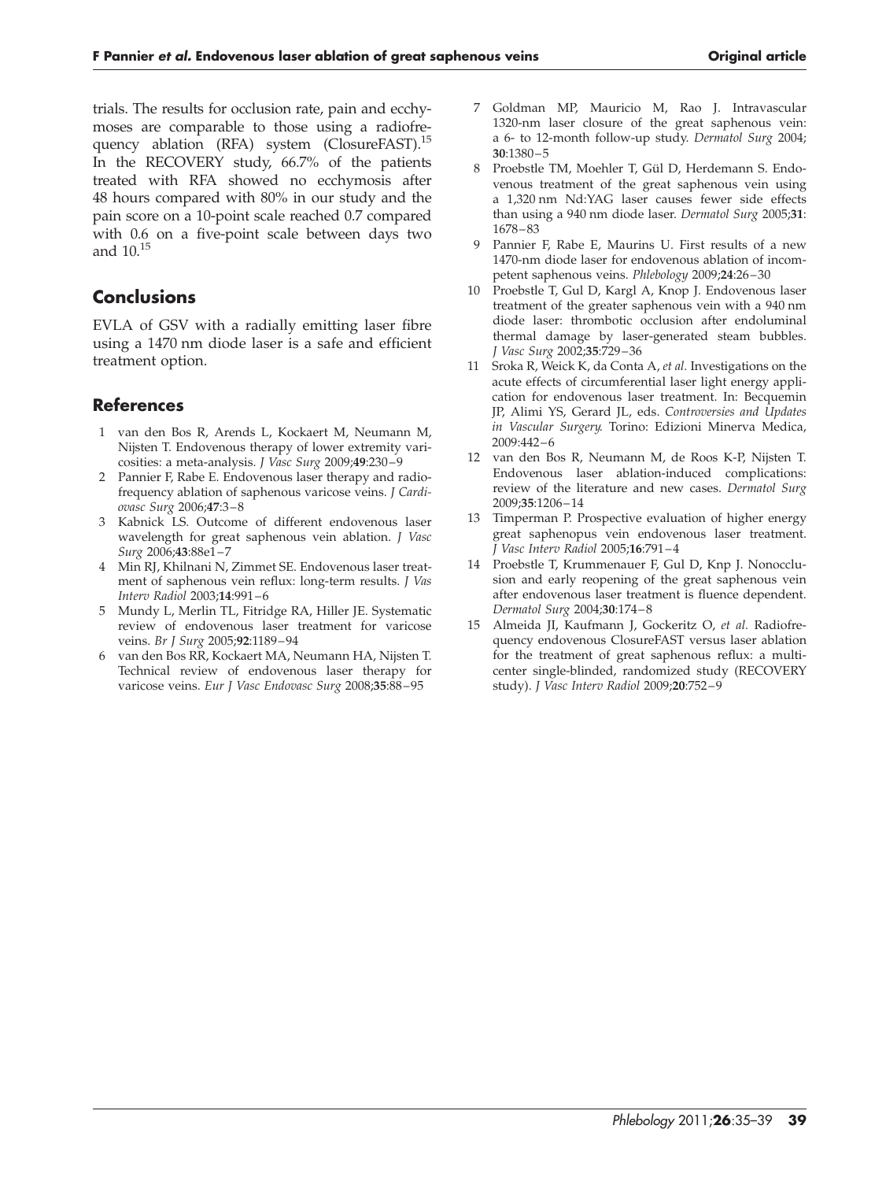trials. The results for occlusion rate, pain and ecchymoses are comparable to those using a radiofrequency ablation (RFA) system (ClosureFAST).[15] In the RECOVERY study, 66.7% of the patients treated with RFA showed no ecchymosis after 48 hours compared with 80% in our study and the pain score on a 10-point scale reached 0.7 compared with 0.6 on a five-point scale between days two and 10.[15]

## Conclusions

EVLA of GSV with a radially emitting laser fibre using a 1470 nm diode laser is a safe and efficient treatment option.

## References

1. van den Bos R, Arends L, Kockaert M, Neumann M, Nijsten T. Endovenous therapy of lower extremity varicosities: a meta-analysis. *J Vasc Surg* 2009;**49**:230–9
2. Pannier F, Rabe E. Endovenous laser therapy and radiofrequency ablation of saphenous varicose veins. *J Cardiovasc Surg* 2006;**47**:3–8
3. Kabnick LS. Outcome of different endovenous laser wavelength for great saphenous vein ablation. *J Vasc Surg* 2006;**43**:88e1–7
4. Min RJ, Khilnani N, Zimmet SE. Endovenous laser treatment of saphenous vein reflux: long-term results. *J Vas Interv Radiol* 2003;**14**:991–6
5. Mundy L, Merlin TL, Fitridge RA, Hiller JE. Systematic review of endovenous laser treatment for varicose veins. *Br J Surg* 2005;**92**:1189–94
6. van den Bos RR, Kockaert MA, Neumann HA, Nijsten T. Technical review of endovenous laser therapy for varicose veins. *Eur J Vasc Endovasc Surg* 2008;**35**:88–95
7. Goldman MP, Mauricio M, Rao J. Intravascular 1320-nm laser closure of the great saphenous vein: a 6- to 12-month follow-up study. *Dermatol Surg* 2004; **30**:1380–5
8. Proebstle TM, Moehler T, Gül D, Herdemann S. Endovenous treatment of the great saphenous vein using a 1,320 nm Nd:YAG laser causes fewer side effects than using a 940 nm diode laser. *Dermatol Surg* 2005;**31**: 1678–83
9. Pannier F, Rabe E, Maurins U. First results of a new 1470-nm diode laser for endovenous ablation of incompetent saphenous veins. *Phlebology* 2009;**24**:26–30
10. Proebstle T, Gul D, Kargl A, Knop J. Endovenous laser treatment of the greater saphenous vein with a 940 nm diode laser: thrombotic occlusion after endoluminal thermal damage by laser-generated steam bubbles. *J Vasc Surg* 2002;**35**:729–36
11. Sroka R, Weick K, da Conta A, *et al.* Investigations on the acute effects of circumferential laser light energy application for endovenous laser treatment. In: Becquemin JP, Alimi YS, Gerard JL, eds. *Controversies and Updates in Vascular Surgery.* Torino: Edizioni Minerva Medica, 2009:442–6
12. van den Bos R, Neumann M, de Roos K-P, Nijsten T. Endovenous laser ablation-induced complications: review of the literature and new cases. *Dermatol Surg* 2009;**35**:1206–14
13. Timperman P. Prospective evaluation of higher energy great saphenopus vein endovenous laser treatment. *J Vasc Interv Radiol* 2005;**16**:791–4
14. Proebstle T, Krummenauer F, Gul D, Knp J. Nonocclusion and early reopening of the great saphenous vein after endovenous laser treatment is fluence dependent. *Dermatol Surg* 2004;**30**:174–8
15. Almeida JI, Kaufmann J, Gockeritz O, *et al.* Radiofrequency endovenous ClosureFAST versus laser ablation for the treatment of great saphenous reflux: a multicenter single-blinded, randomized study (RECOVERY study). *J Vasc Interv Radiol* 2009;**20**:752–9